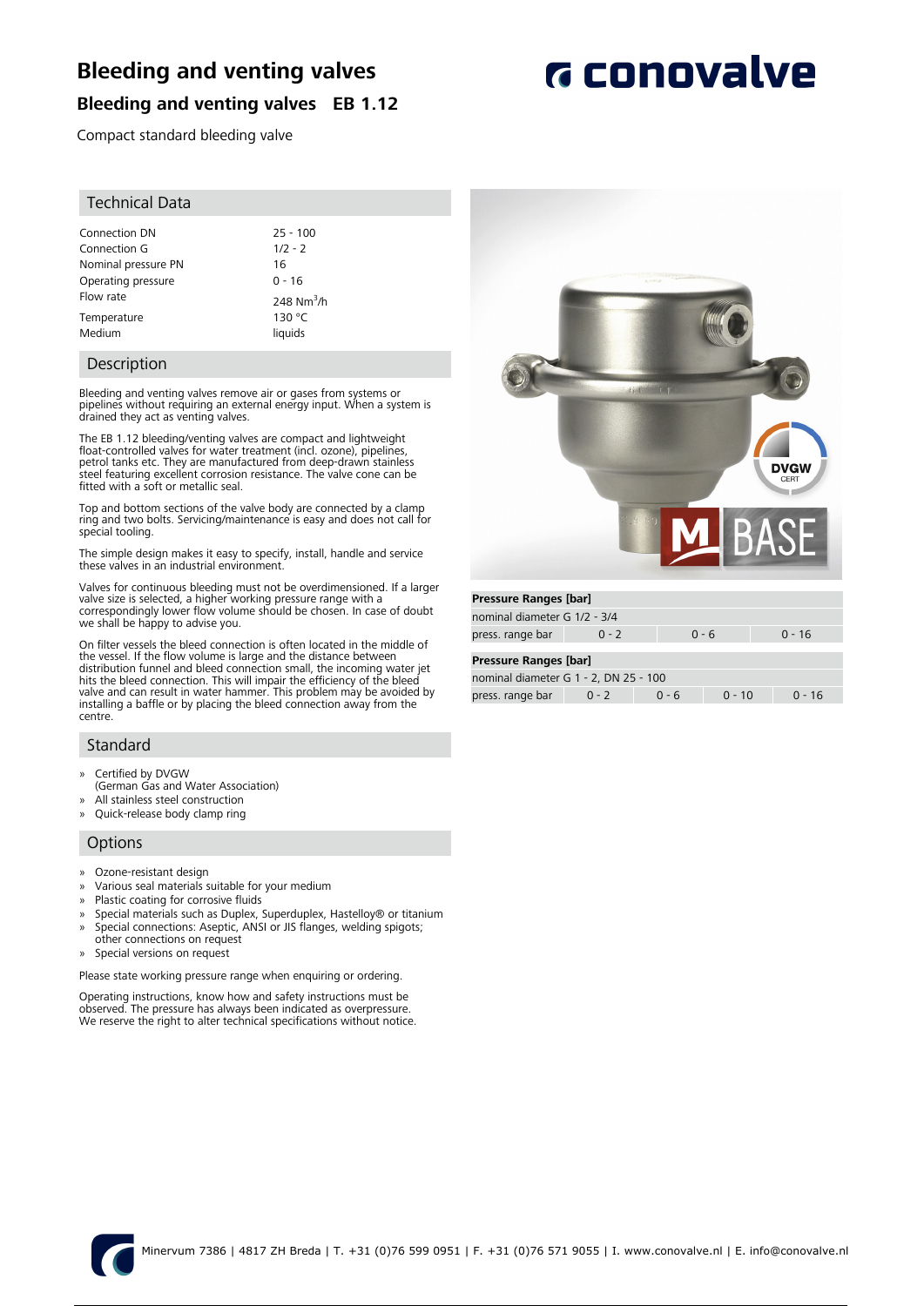# Bleeding and venting valves

## Bleeding and venting valves EB 1.12

Compact standard bleeding valve

### Technical Data

| | |
|---|---|
| Connection DN | 25 - 100 |
| Connection G | 1/2 - 2 |
| Nominal pressure PN | 16 |
| Operating pressure | 0 - 16 |
| Flow rate | 248 $Nm^3/h$ |
| Temperature | 130 °C |
| Medium | liquids |

### Description

Bleeding and venting valves remove air or gases from systems or pipelines without requiring an external energy input. When a system is drained they act as venting valves.

The EB 1.12 bleeding/venting valves are compact and lightweight float-controlled valves for water treatment (incl. ozone), pipelines, petrol tanks etc. They are manufactured from deep-drawn stainless steel featuring excellent corrosion resistance. The valve cone can be fitted with a soft or metallic seal.

Top and bottom sections of the valve body are connected by a clamp ring and two bolts. Servicing/maintenance is easy and does not call for special tooling.

The simple design makes it easy to specify, install, handle and service these valves in an industrial environment.

Valves for continuous bleeding must not be overdimensioned. If a larger valve size is selected, a higher working pressure range with a correspondingly lower flow volume should be chosen. In case of doubt we shall be happy to advise you.

On filter vessels the bleed connection is often located in the middle of the vessel. If the flow volume is large and the distance between distribution funnel and bleed connection small, the incoming water jet hits the bleed connection. This will impair the efficiency of the bleed valve and can result in water hammer. This problem may be avoided by installing a baffle or by placing the bleed connection away from the centre.

### Standard

- Certified by DVGW (German Gas and Water Association)
- All stainless steel construction
- Quick-release body clamp ring

### Options

- Ozone-resistant design
- Various seal materials suitable for your medium
- Plastic coating for corrosive fluids
- Special materials such as Duplex, Superduplex, Hastelloy® or titanium
- Special connections: Aseptic, ANSI or JIS flanges, welding spigots; other connections on request
- Special versions on request

Please state working pressure range when enquiring or ordering.

Operating instructions, know how and safety instructions must be observed. The pressure has always been indicated as overpressure. We reserve the right to alter technical specifications without notice.

**Pressure Ranges [bar]**

| nominal diameter G 1/2 - 3/4 | | | |
|---|---|---|---|
| press. range bar | 0 - 2 | 0 - 6 | 0 - 16 |

**Pressure Ranges [bar]**

| nominal diameter G 1 - 2, DN 25 - 100 | | | | |
|---|---|---|---|---|
| press. range bar | 0 - 2 | 0 - 6 | 0 - 10 | 0 - 16 |

Minervum 7386 | 4817 ZH Breda | T. +31 (0)76 599 0951 | F. +31 (0)76 571 9055 | I. www.conovalve.nl | E. info@conovalve.nl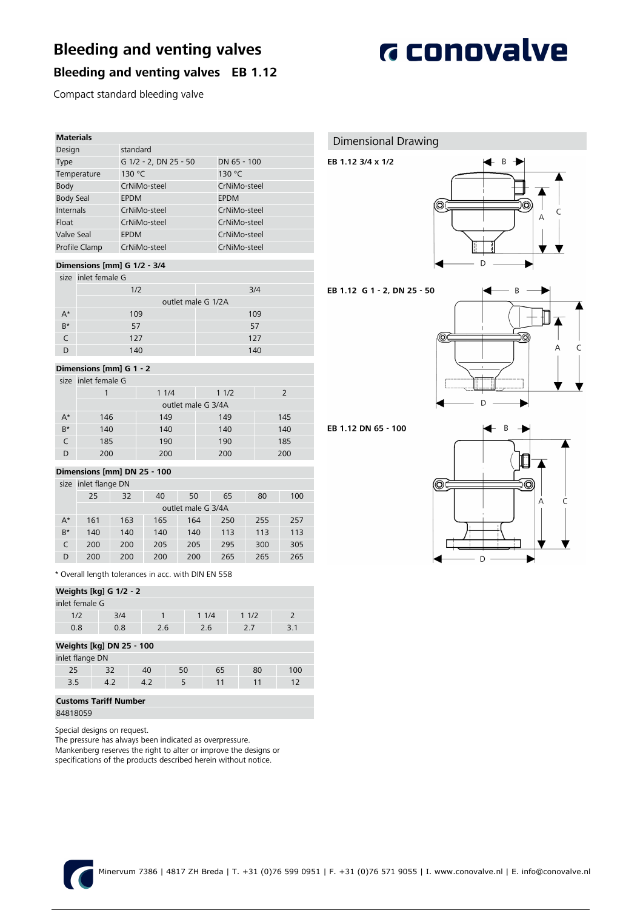# Bleeding and venting valves

## Bleeding and venting valves EB 1.12

Compact standard bleeding valve

| Materials | | |
|---|---|---|
| Design | standard | |
| Type | G 1/2 - 2, DN 25 - 50 | DN 65 - 100 |
| Temperature | 130 °C | 130 °C |
| Body | CrNiMo-steel | CrNiMo-steel |
| Body Seal | EPDM | EPDM |
| Internals | CrNiMo-steel | CrNiMo-steel |
| Float | CrNiMo-steel | CrNiMo-steel |
| Valve Seal | EPDM | CrNiMo-steel |
| Profile Clamp | CrNiMo-steel | CrNiMo-steel |

**Dimensions [mm] G 1/2 - 3/4**

| size | inlet female G | |
|---|---|---|
| | 1/2 | 3/4 |
| | outlet male G 1/2A | |
| A* | 109 | 109 |
| B* | 57 | 57 |
| C | 127 | 127 |
| D | 140 | 140 |

**Dimensions [mm] G 1 - 2**

| size | inlet female G | | | |
|---|---|---|---|---|
| | 1 | 1 1/4 | 1 1/2 | 2 |
| | outlet male G 3/4A | | | |
| A* | 146 | 149 | 149 | 145 |
| B* | 140 | 140 | 140 | 140 |
| C | 185 | 190 | 190 | 185 |
| D | 200 | 200 | 200 | 200 |

**Dimensions [mm] DN 25 - 100**

| size | inlet flange DN | | | | | | |
|---|---|---|---|---|---|---|---|
| | 25 | 32 | 40 | 50 | 65 | 80 | 100 |
| | outlet male G 3/4A | | | | | | |
| A* | 161 | 163 | 165 | 164 | 250 | 255 | 257 |
| B* | 140 | 140 | 140 | 140 | 113 | 113 | 113 |
| C | 200 | 200 | 205 | 205 | 295 | 300 | 305 |
| D | 200 | 200 | 200 | 200 | 265 | 265 | 265 |

* Overall length tolerances in acc. with DIN EN 558

**Weights [kg] G 1/2 - 2**

| inlet female G | | | | | |
|---|---|---|---|---|---|
| 1/2 | 3/4 | 1 | 1 1/4 | 1 1/2 | 2 |
| 0.8 | 0.8 | 2.6 | 2.6 | 2.7 | 3.1 |

**Weights [kg] DN 25 - 100**

| inlet flange DN | | | | | | |
|---|---|---|---|---|---|---|
| 25 | 32 | 40 | 50 | 65 | 80 | 100 |
| 3.5 | 4.2 | 4.2 | 5 | 11 | 11 | 12 |

**Customs Tariff Number**

84818059

Special designs on request.
The pressure has always been indicated as overpressure.
Mankenberg reserves the right to alter or improve the designs or specifications of the products described herein without notice.

## Dimensional Drawing

**EB 1.12 3/4 x 1/2**

B, C, A, D

**EB 1.12 G 1 - 2, DN 25 - 50**

B, A, C, D

**EB 1.12 DN 65 - 100**

B, A, C, D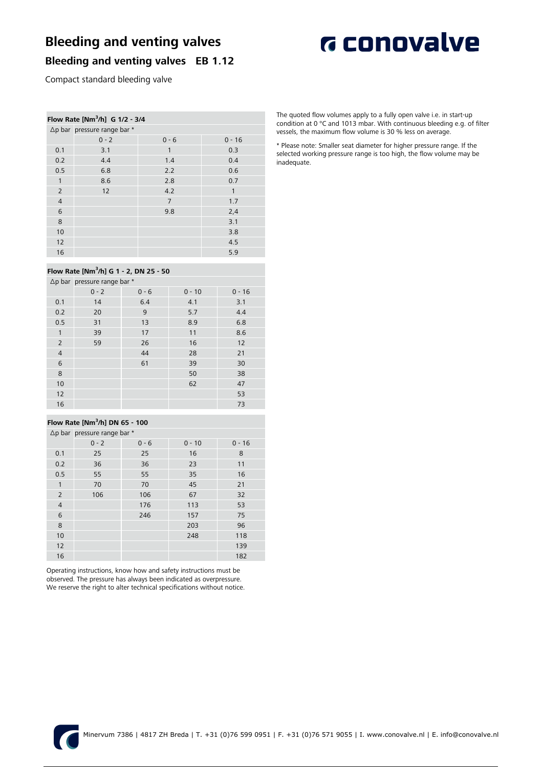# Bleeding and venting valves

## Bleeding and venting valves EB 1.12

Compact standard bleeding valve

The quoted flow volumes apply to a fully open valve i.e. in start-up condition at 0 °C and 1013 mbar. With continuous bleeding e.g. of filter vessels, the maximum flow volume is 30 % less on average.

* Please note: Smaller seat diameter for higher pressure range. If the selected working pressure range is too high, the flow volume may be inadequate.

**Flow Rate [Nm³/h] G 1/2 - 3/4**

| Δp bar | pressure range bar * | | |
|---|---|---|---|
| | 0 - 2 | 0 - 6 | 0 - 16 |
| 0.1 | 3.1 | 1 | 0.3 |
| 0.2 | 4.4 | 1.4 | 0.4 |
| 0.5 | 6.8 | 2.2 | 0.6 |
| 1 | 8.6 | 2.8 | 0.7 |
| 2 | 12 | 4.2 | 1 |
| 4 | | 7 | 1.7 |
| 6 | | 9.8 | 2,4 |
| 8 | | | 3.1 |
| 10 | | | 3.8 |
| 12 | | | 4.5 |
| 16 | | | 5.9 |

**Flow Rate [Nm³/h] G 1 - 2, DN 25 - 50**

| Δp bar | pressure range bar * | | | |
|---|---|---|---|---|
| | 0 - 2 | 0 - 6 | 0 - 10 | 0 - 16 |
| 0.1 | 14 | 6.4 | 4.1 | 3.1 |
| 0.2 | 20 | 9 | 5.7 | 4.4 |
| 0.5 | 31 | 13 | 8.9 | 6.8 |
| 1 | 39 | 17 | 11 | 8.6 |
| 2 | 59 | 26 | 16 | 12 |
| 4 | | 44 | 28 | 21 |
| 6 | | 61 | 39 | 30 |
| 8 | | | 50 | 38 |
| 10 | | | 62 | 47 |
| 12 | | | | 53 |
| 16 | | | | 73 |

**Flow Rate [Nm³/h] DN 65 - 100**

| Δp bar | pressure range bar * | | | |
|---|---|---|---|---|
| | 0 - 2 | 0 - 6 | 0 - 10 | 0 - 16 |
| 0.1 | 25 | 25 | 16 | 8 |
| 0.2 | 36 | 36 | 23 | 11 |
| 0.5 | 55 | 55 | 35 | 16 |
| 1 | 70 | 70 | 45 | 21 |
| 2 | 106 | 106 | 67 | 32 |
| 4 | | 176 | 113 | 53 |
| 6 | | 246 | 157 | 75 |
| 8 | | | 203 | 96 |
| 10 | | | 248 | 118 |
| 12 | | | | 139 |
| 16 | | | | 182 |

Operating instructions, know how and safety instructions must be observed. The pressure has always been indicated as overpressure. We reserve the right to alter technical specifications without notice.

Minervum 7386 | 4817 ZH Breda | T. +31 (0)76 599 0951 | F. +31 (0)76 571 9055 | I. www.conovalve.nl | E. info@conovalve.nl